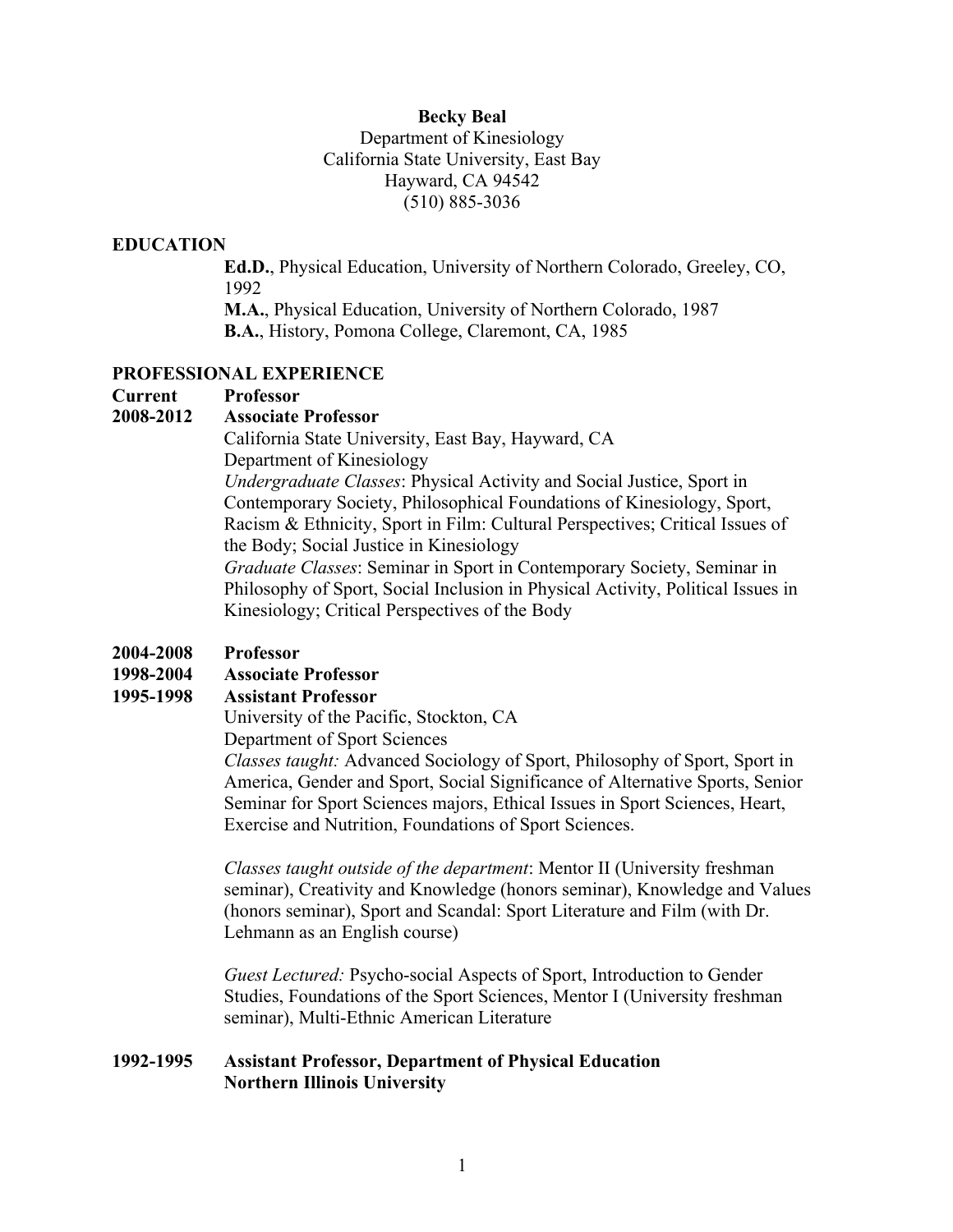**Becky Beal**
Department of Kinesiology
California State University, East Bay
Hayward, CA 94542
(510) 885-3036

## EDUCATION

**Ed.D.**, Physical Education, University of Northern Colorado, Greeley, CO, 1992
**M.A.**, Physical Education, University of Northern Colorado, 1987
**B.A.**, History, Pomona College, Claremont, CA, 1985

## PROFESSIONAL EXPERIENCE

**Current** **Professor**
**2008-2012** **Associate Professor**
California State University, East Bay, Hayward, CA
Department of Kinesiology
*Undergraduate Classes*: Physical Activity and Social Justice, Sport in Contemporary Society, Philosophical Foundations of Kinesiology, Sport, Racism & Ethnicity, Sport in Film: Cultural Perspectives; Critical Issues of the Body; Social Justice in Kinesiology
*Graduate Classes*: Seminar in Sport in Contemporary Society, Seminar in Philosophy of Sport, Social Inclusion in Physical Activity, Political Issues in Kinesiology; Critical Perspectives of the Body

**2004-2008** **Professor**
**1998-2004** **Associate Professor**
**1995-1998** **Assistant Professor**
University of the Pacific, Stockton, CA
Department of Sport Sciences
*Classes taught:* Advanced Sociology of Sport, Philosophy of Sport, Sport in America, Gender and Sport, Social Significance of Alternative Sports, Senior Seminar for Sport Sciences majors, Ethical Issues in Sport Sciences, Heart, Exercise and Nutrition, Foundations of Sport Sciences.

*Classes taught outside of the department*: Mentor II (University freshman seminar), Creativity and Knowledge (honors seminar), Knowledge and Values (honors seminar), Sport and Scandal: Sport Literature and Film (with Dr. Lehmann as an English course)

*Guest Lectured:* Psycho-social Aspects of Sport, Introduction to Gender Studies, Foundations of the Sport Sciences, Mentor I (University freshman seminar), Multi-Ethnic American Literature

**1992-1995** **Assistant Professor, Department of Physical Education**
**Northern Illinois University**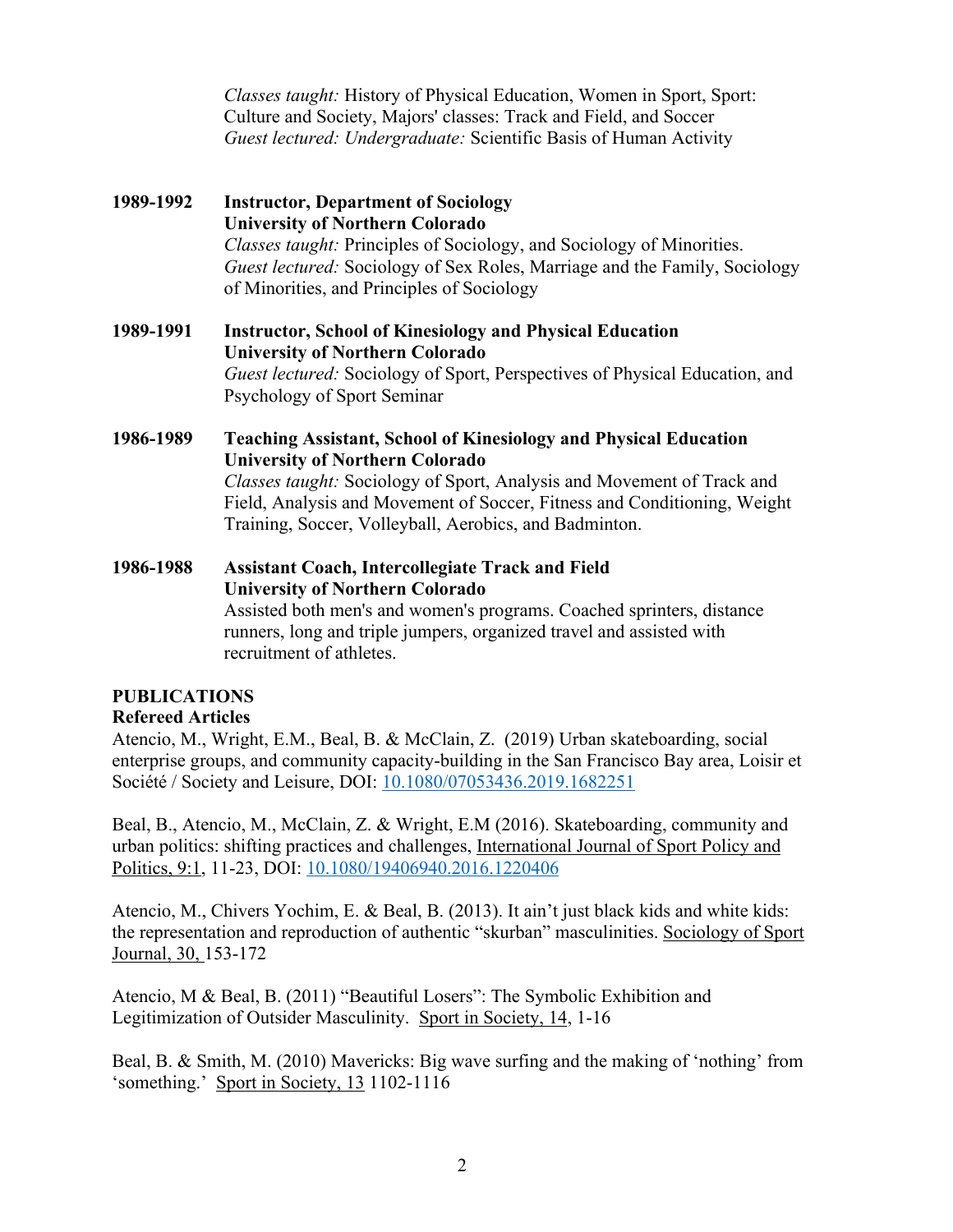*Classes taught:* History of Physical Education, Women in Sport, Sport: Culture and Society, Majors' classes: Track and Field, and Soccer
*Guest lectured: Undergraduate:* Scientific Basis of Human Activity

**1989-1992** **Instructor, Department of Sociology**
**University of Northern Colorado**
*Classes taught:* Principles of Sociology, and Sociology of Minorities.
*Guest lectured:* Sociology of Sex Roles, Marriage and the Family, Sociology of Minorities, and Principles of Sociology

**1989-1991** **Instructor, School of Kinesiology and Physical Education**
**University of Northern Colorado**
*Guest lectured:* Sociology of Sport, Perspectives of Physical Education, and Psychology of Sport Seminar

**1986-1989** **Teaching Assistant, School of Kinesiology and Physical Education**
**University of Northern Colorado**
*Classes taught:* Sociology of Sport, Analysis and Movement of Track and Field, Analysis and Movement of Soccer, Fitness and Conditioning, Weight Training, Soccer, Volleyball, Aerobics, and Badminton.

**1986-1988** **Assistant Coach, Intercollegiate Track and Field**
**University of Northern Colorado**
Assisted both men's and women's programs. Coached sprinters, distance runners, long and triple jumpers, organized travel and assisted with recruitment of athletes.

## PUBLICATIONS

### Refereed Articles

Atencio, M., Wright, E.M., Beal, B. & McClain, Z. (2019) Urban skateboarding, social enterprise groups, and community capacity-building in the San Francisco Bay area, Loisir et Société / Society and Leisure, DOI: 10.1080/07053436.2019.1682251

Beal, B., Atencio, M., McClain, Z. & Wright, E.M (2016). Skateboarding, community and urban politics: shifting practices and challenges, International Journal of Sport Policy and Politics, 9:1, 11-23, DOI: 10.1080/19406940.2016.1220406

Atencio, M., Chivers Yochim, E. & Beal, B. (2013). It ain't just black kids and white kids: the representation and reproduction of authentic "skurban" masculinities. Sociology of Sport Journal, 30, 153-172

Atencio, M & Beal, B. (2011) "Beautiful Losers": The Symbolic Exhibition and Legitimization of Outsider Masculinity. Sport in Society, 14, 1-16

Beal, B. & Smith, M. (2010) Mavericks: Big wave surfing and the making of 'nothing' from 'something.' Sport in Society, 13 1102-1116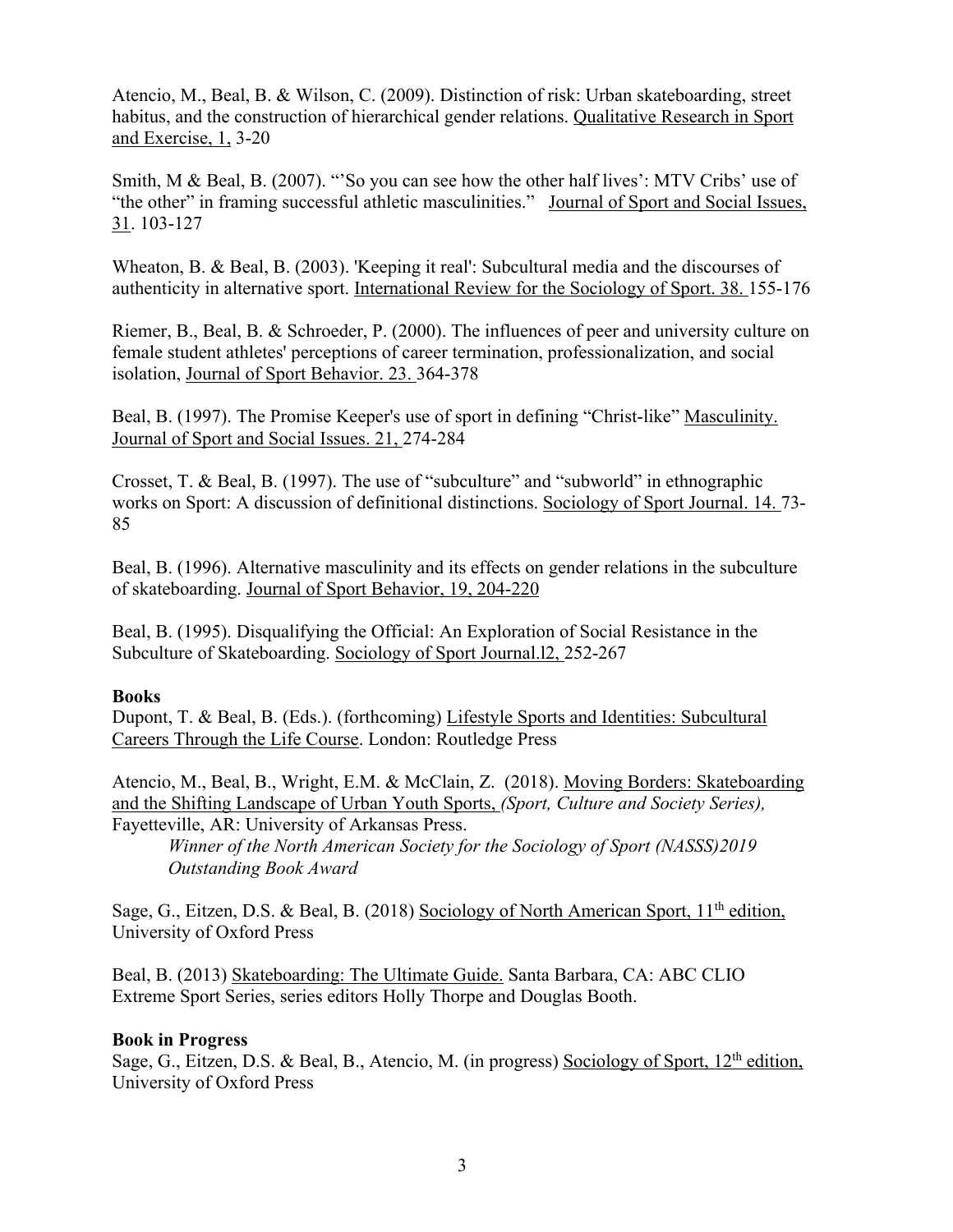Atencio, M., Beal, B. & Wilson, C. (2009). Distinction of risk: Urban skateboarding, street habitus, and the construction of hierarchical gender relations. Qualitative Research in Sport and Exercise, 1, 3-20

Smith, M & Beal, B. (2007). "'So you can see how the other half lives': MTV Cribs' use of "the other" in framing successful athletic masculinities." Journal of Sport and Social Issues, 31. 103-127

Wheaton, B. & Beal, B. (2003). 'Keeping it real': Subcultural media and the discourses of authenticity in alternative sport. International Review for the Sociology of Sport. 38. 155-176

Riemer, B., Beal, B. & Schroeder, P. (2000). The influences of peer and university culture on female student athletes' perceptions of career termination, professionalization, and social isolation, Journal of Sport Behavior. 23. 364-378

Beal, B. (1997). The Promise Keeper's use of sport in defining "Christ-like" Masculinity. Journal of Sport and Social Issues. 21, 274-284

Crosset, T. & Beal, B. (1997). The use of "subculture" and "subworld" in ethnographic works on Sport: A discussion of definitional distinctions. Sociology of Sport Journal. 14. 73-85

Beal, B. (1996). Alternative masculinity and its effects on gender relations in the subculture of skateboarding. Journal of Sport Behavior, 19, 204-220

Beal, B. (1995). Disqualifying the Official: An Exploration of Social Resistance in the Subculture of Skateboarding. Sociology of Sport Journal.l2, 252-267

**Books**

Dupont, T. & Beal, B. (Eds.). (forthcoming) Lifestyle Sports and Identities: Subcultural Careers Through the Life Course. London: Routledge Press

Atencio, M., Beal, B., Wright, E.M. & McClain, Z. (2018). Moving Borders: Skateboarding and the Shifting Landscape of Urban Youth Sports, *(Sport, Culture and Society Series),* Fayetteville, AR: University of Arkansas Press.

*Winner of the North American Society for the Sociology of Sport (NASSS)2019 Outstanding Book Award*

Sage, G., Eitzen, D.S. & Beal, B. (2018) Sociology of North American Sport, 11th edition, University of Oxford Press

Beal, B. (2013) Skateboarding: The Ultimate Guide. Santa Barbara, CA: ABC CLIO Extreme Sport Series, series editors Holly Thorpe and Douglas Booth.

**Book in Progress**

Sage, G., Eitzen, D.S. & Beal, B., Atencio, M. (in progress) Sociology of Sport, 12th edition, University of Oxford Press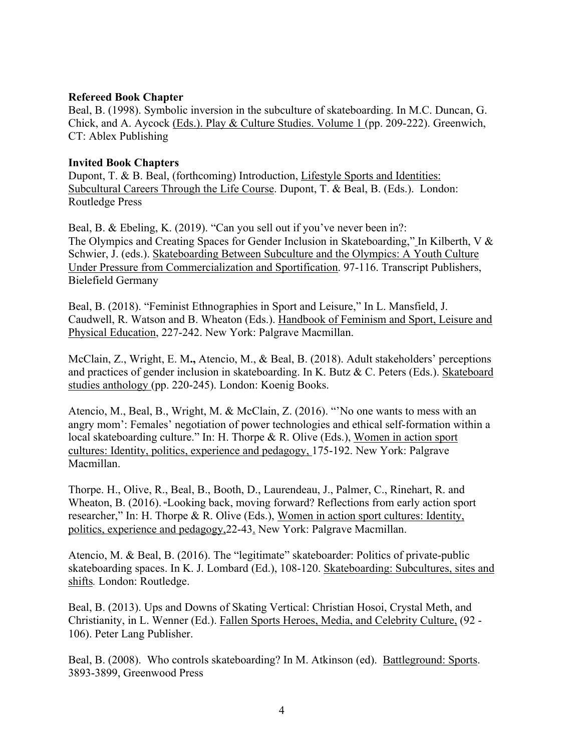**Refereed Book Chapter**

Beal, B. (1998). Symbolic inversion in the subculture of skateboarding. In M.C. Duncan, G. Chick, and A. Aycock (Eds.). Play & Culture Studies. Volume 1 (pp. 209-222). Greenwich, CT: Ablex Publishing

**Invited Book Chapters**

Dupont, T. & B. Beal, (forthcoming) Introduction, Lifestyle Sports and Identities: Subcultural Careers Through the Life Course. Dupont, T. & Beal, B. (Eds.). London: Routledge Press

Beal, B. & Ebeling, K. (2019). "Can you sell out if you've never been in?: The Olympics and Creating Spaces for Gender Inclusion in Skateboarding," In Kilberth, V & Schwier, J. (eds.). Skateboarding Between Subculture and the Olympics: A Youth Culture Under Pressure from Commercialization and Sportification. 97-116. Transcript Publishers, Bielefield Germany

Beal, B. (2018). "Feminist Ethnographies in Sport and Leisure," In L. Mansfield, J. Caudwell, R. Watson and B. Wheaton (Eds.). Handbook of Feminism and Sport, Leisure and Physical Education, 227-242. New York: Palgrave Macmillan.

McClain, Z., Wright, E. M**.,** Atencio, M., & Beal, B. (2018). Adult stakeholders' perceptions and practices of gender inclusion in skateboarding. In K. Butz & C. Peters (Eds.). Skateboard studies anthology (pp. 220-245). London: Koenig Books.

Atencio, M., Beal, B., Wright, M. & McClain, Z. (2016). "'No one wants to mess with an angry mom': Females' negotiation of power technologies and ethical self-formation within a local skateboarding culture." In: H. Thorpe & R. Olive (Eds.), Women in action sport cultures: Identity, politics, experience and pedagogy, 175-192. New York: Palgrave Macmillan.

Thorpe. H., Olive, R., Beal, B., Booth, D., Laurendeau, J., Palmer, C., Rinehart, R. and Wheaton, B. (2016). "Looking back, moving forward? Reflections from early action sport researcher," In: H. Thorpe & R. Olive (Eds.), Women in action sport cultures: Identity, politics, experience and pedagogy,22-43. New York: Palgrave Macmillan.

Atencio, M. & Beal, B. (2016). The "legitimate" skateboarder: Politics of private-public skateboarding spaces. In K. J. Lombard (Ed.), 108-120. Skateboarding: Subcultures, sites and shifts*.* London: Routledge.

Beal, B. (2013). Ups and Downs of Skating Vertical: Christian Hosoi, Crystal Meth, and Christianity, in L. Wenner (Ed.). Fallen Sports Heroes, Media, and Celebrity Culture, (92 - 106). Peter Lang Publisher.

Beal, B. (2008). Who controls skateboarding? In M. Atkinson (ed). Battleground: Sports. 3893-3899, Greenwood Press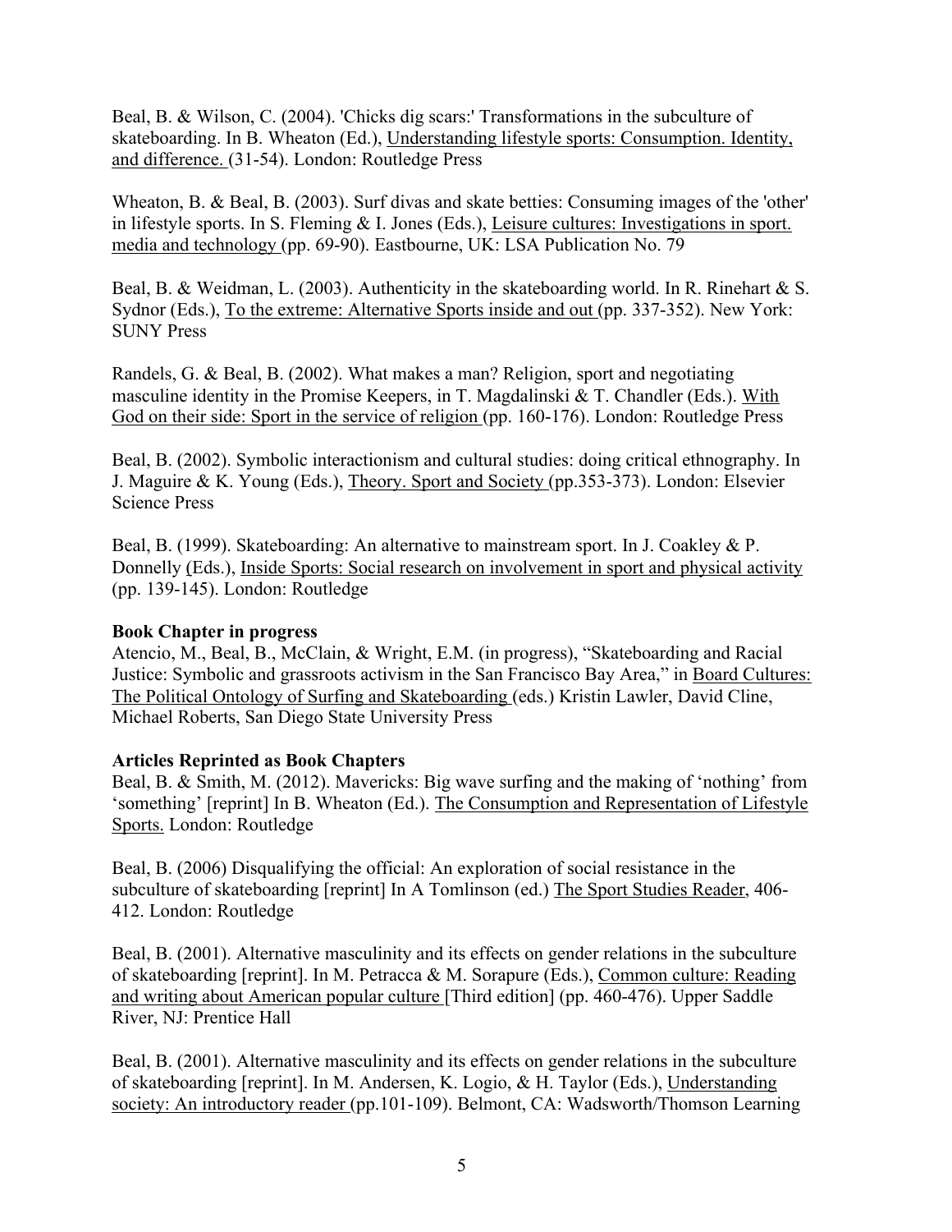Beal, B. & Wilson, C. (2004). 'Chicks dig scars:' Transformations in the subculture of skateboarding. In B. Wheaton (Ed.), Understanding lifestyle sports: Consumption. Identity, and difference. (31-54). London: Routledge Press

Wheaton, B. & Beal, B. (2003). Surf divas and skate betties: Consuming images of the 'other' in lifestyle sports. In S. Fleming & I. Jones (Eds.), Leisure cultures: Investigations in sport. media and technology (pp. 69-90). Eastbourne, UK: LSA Publication No. 79

Beal, B. & Weidman, L. (2003). Authenticity in the skateboarding world. In R. Rinehart & S. Sydnor (Eds.), To the extreme: Alternative Sports inside and out (pp. 337-352). New York: SUNY Press

Randels, G. & Beal, B. (2002). What makes a man? Religion, sport and negotiating masculine identity in the Promise Keepers, in T. Magdalinski & T. Chandler (Eds.). With God on their side: Sport in the service of religion (pp. 160-176). London: Routledge Press

Beal, B. (2002). Symbolic interactionism and cultural studies: doing critical ethnography. In J. Maguire & K. Young (Eds.), Theory. Sport and Society (pp.353-373). London: Elsevier Science Press

Beal, B. (1999). Skateboarding: An alternative to mainstream sport. In J. Coakley & P. Donnelly (Eds.), Inside Sports: Social research on involvement in sport and physical activity (pp. 139-145). London: Routledge

**Book Chapter in progress**

Atencio, M., Beal, B., McClain, & Wright, E.M. (in progress), "Skateboarding and Racial Justice: Symbolic and grassroots activism in the San Francisco Bay Area," in Board Cultures: The Political Ontology of Surfing and Skateboarding (eds.) Kristin Lawler, David Cline, Michael Roberts, San Diego State University Press

**Articles Reprinted as Book Chapters**

Beal, B. & Smith, M. (2012). Mavericks: Big wave surfing and the making of 'nothing' from 'something' [reprint] In B. Wheaton (Ed.). The Consumption and Representation of Lifestyle Sports. London: Routledge

Beal, B. (2006) Disqualifying the official: An exploration of social resistance in the subculture of skateboarding [reprint] In A Tomlinson (ed.) The Sport Studies Reader, 406-412. London: Routledge

Beal, B. (2001). Alternative masculinity and its effects on gender relations in the subculture of skateboarding [reprint]. In M. Petracca & M. Sorapure (Eds.), Common culture: Reading and writing about American popular culture [Third edition] (pp. 460-476). Upper Saddle River, NJ: Prentice Hall

Beal, B. (2001). Alternative masculinity and its effects on gender relations in the subculture of skateboarding [reprint]. In M. Andersen, K. Logio, & H. Taylor (Eds.), Understanding society: An introductory reader (pp.101-109). Belmont, CA: Wadsworth/Thomson Learning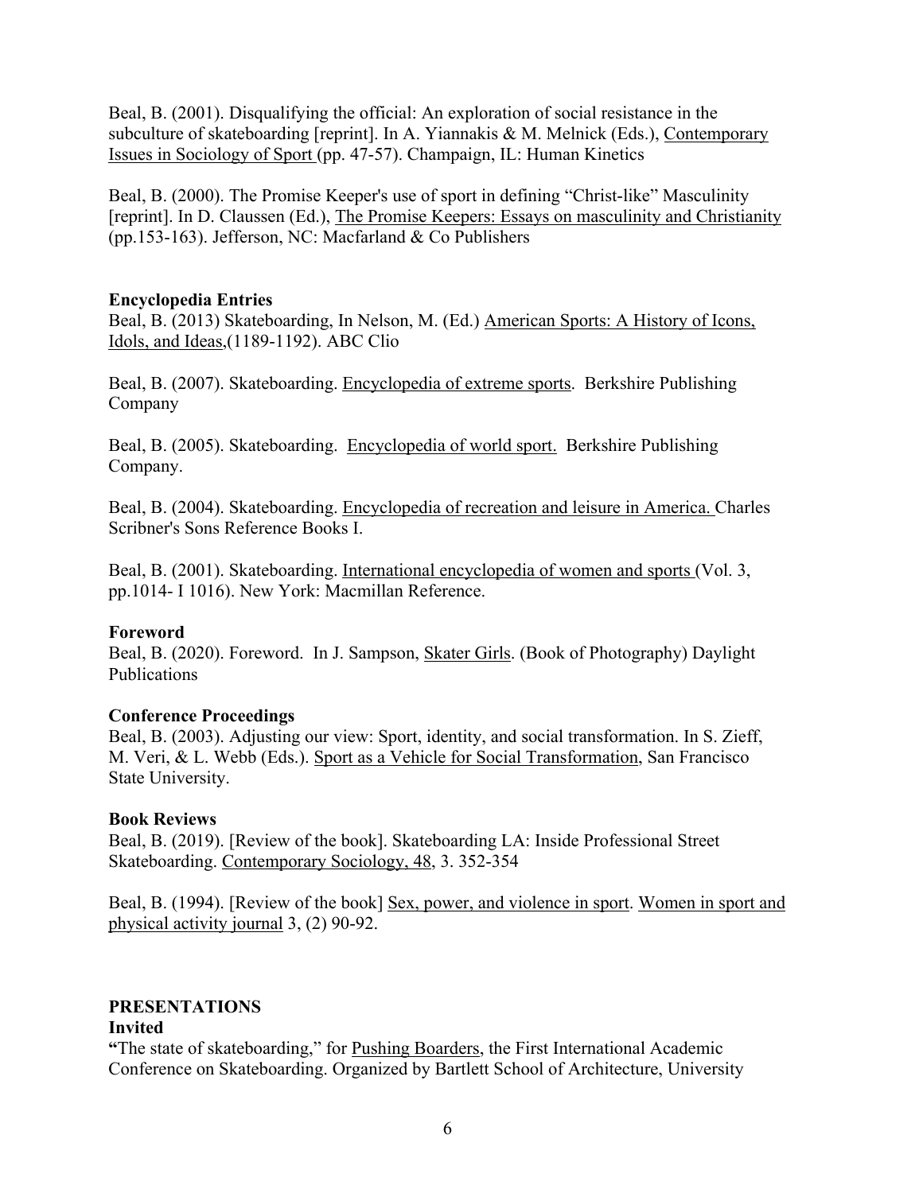Beal, B. (2001). Disqualifying the official: An exploration of social resistance in the subculture of skateboarding [reprint]. In A. Yiannakis & M. Melnick (Eds.), Contemporary Issues in Sociology of Sport (pp. 47-57). Champaign, IL: Human Kinetics

Beal, B. (2000). The Promise Keeper's use of sport in defining "Christ-like" Masculinity [reprint]. In D. Claussen (Ed.), The Promise Keepers: Essays on masculinity and Christianity (pp.153-163). Jefferson, NC: Macfarland & Co Publishers

**Encyclopedia Entries**

Beal, B. (2013) Skateboarding, In Nelson, M. (Ed.) American Sports: A History of Icons, Idols, and Ideas,(1189-1192). ABC Clio

Beal, B. (2007). Skateboarding. Encyclopedia of extreme sports. Berkshire Publishing Company

Beal, B. (2005). Skateboarding. Encyclopedia of world sport. Berkshire Publishing Company.

Beal, B. (2004). Skateboarding. Encyclopedia of recreation and leisure in America. Charles Scribner's Sons Reference Books I.

Beal, B. (2001). Skateboarding. International encyclopedia of women and sports (Vol. 3, pp.1014- I 1016). New York: Macmillan Reference.

**Foreword**

Beal, B. (2020). Foreword. In J. Sampson, Skater Girls. (Book of Photography) Daylight Publications

**Conference Proceedings**

Beal, B. (2003). Adjusting our view: Sport, identity, and social transformation. In S. Zieff, M. Veri, & L. Webb (Eds.). Sport as a Vehicle for Social Transformation, San Francisco State University.

**Book Reviews**

Beal, B. (2019). [Review of the book]. Skateboarding LA: Inside Professional Street Skateboarding. Contemporary Sociology, 48, 3. 352-354

Beal, B. (1994). [Review of the book] Sex, power, and violence in sport. Women in sport and physical activity journal 3, (2) 90-92.

## PRESENTATIONS

**Invited**

**"**The state of skateboarding," for Pushing Boarders, the First International Academic Conference on Skateboarding. Organized by Bartlett School of Architecture, University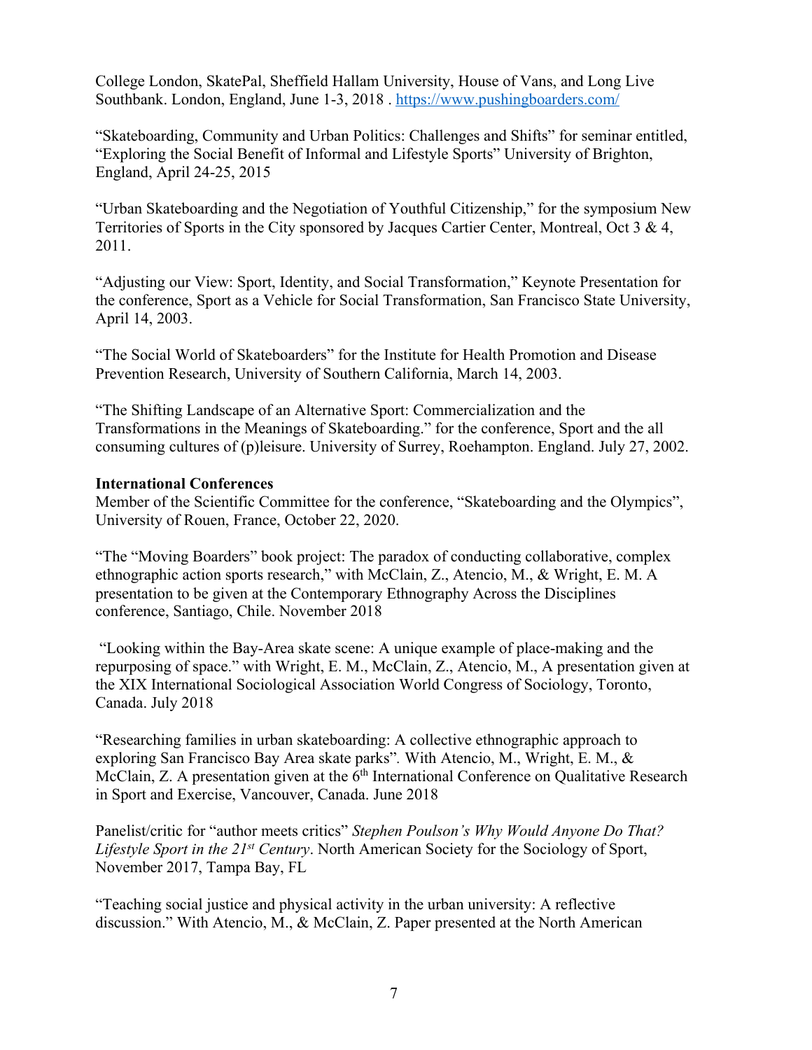College London, SkatePal, Sheffield Hallam University, House of Vans, and Long Live Southbank. London, England, June 1-3, 2018 . https://www.pushingboarders.com/

"Skateboarding, Community and Urban Politics: Challenges and Shifts" for seminar entitled, "Exploring the Social Benefit of Informal and Lifestyle Sports" University of Brighton, England, April 24-25, 2015

"Urban Skateboarding and the Negotiation of Youthful Citizenship," for the symposium New Territories of Sports in the City sponsored by Jacques Cartier Center, Montreal, Oct 3 & 4, 2011.

"Adjusting our View: Sport, Identity, and Social Transformation," Keynote Presentation for the conference, Sport as a Vehicle for Social Transformation, San Francisco State University, April 14, 2003.

"The Social World of Skateboarders" for the Institute for Health Promotion and Disease Prevention Research, University of Southern California, March 14, 2003.

"The Shifting Landscape of an Alternative Sport: Commercialization and the Transformations in the Meanings of Skateboarding." for the conference, Sport and the all consuming cultures of (p)leisure. University of Surrey, Roehampton. England. July 27, 2002.

**International Conferences**

Member of the Scientific Committee for the conference, "Skateboarding and the Olympics", University of Rouen, France, October 22, 2020.

"The "Moving Boarders" book project: The paradox of conducting collaborative, complex ethnographic action sports research," with McClain, Z., Atencio, M., & Wright, E. M. A presentation to be given at the Contemporary Ethnography Across the Disciplines conference, Santiago, Chile. November 2018

"Looking within the Bay-Area skate scene: A unique example of place-making and the repurposing of space." with Wright, E. M., McClain, Z., Atencio, M., A presentation given at the XIX International Sociological Association World Congress of Sociology, Toronto, Canada. July 2018

"Researching families in urban skateboarding: A collective ethnographic approach to exploring San Francisco Bay Area skate parks". With Atencio, M., Wright, E. M., & McClain, Z. A presentation given at the 6th International Conference on Qualitative Research in Sport and Exercise, Vancouver, Canada. June 2018

Panelist/critic for "author meets critics" *Stephen Poulson's Why Would Anyone Do That? Lifestyle Sport in the 21st Century*. North American Society for the Sociology of Sport, November 2017, Tampa Bay, FL

"Teaching social justice and physical activity in the urban university: A reflective discussion." With Atencio, M., & McClain, Z. Paper presented at the North American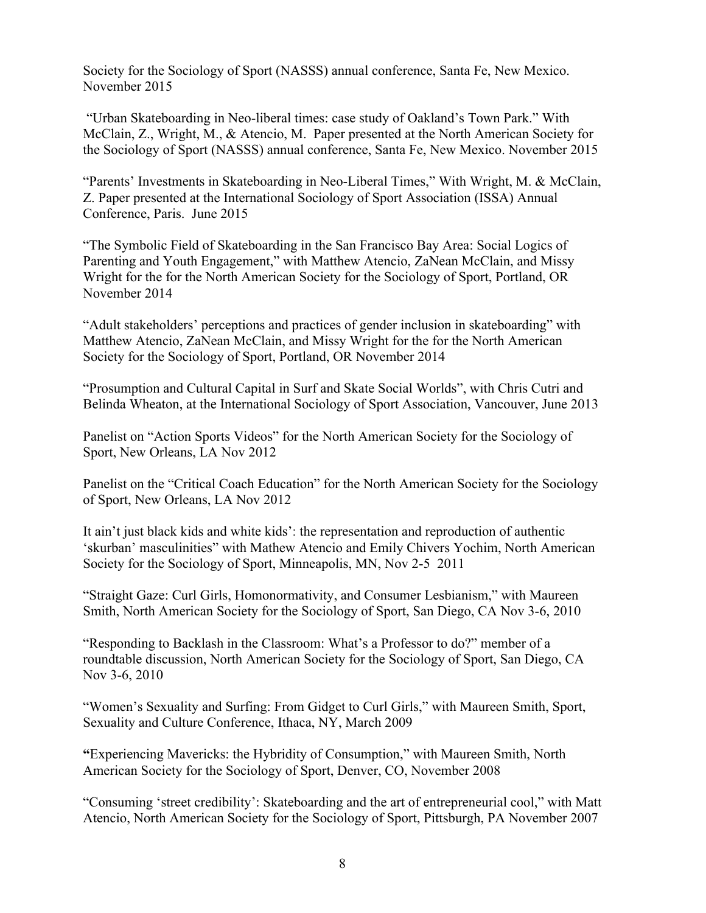Society for the Sociology of Sport (NASSS) annual conference, Santa Fe, New Mexico. November 2015

"Urban Skateboarding in Neo-liberal times: case study of Oakland's Town Park." With McClain, Z., Wright, M., & Atencio, M. Paper presented at the North American Society for the Sociology of Sport (NASSS) annual conference, Santa Fe, New Mexico. November 2015

"Parents' Investments in Skateboarding in Neo-Liberal Times," With Wright, M. & McClain, Z. Paper presented at the International Sociology of Sport Association (ISSA) Annual Conference, Paris. June 2015

"The Symbolic Field of Skateboarding in the San Francisco Bay Area: Social Logics of Parenting and Youth Engagement," with Matthew Atencio, ZaNean McClain, and Missy Wright for the for the North American Society for the Sociology of Sport, Portland, OR November 2014

"Adult stakeholders' perceptions and practices of gender inclusion in skateboarding" with Matthew Atencio, ZaNean McClain, and Missy Wright for the for the North American Society for the Sociology of Sport, Portland, OR November 2014

"Prosumption and Cultural Capital in Surf and Skate Social Worlds", with Chris Cutri and Belinda Wheaton, at the International Sociology of Sport Association, Vancouver, June 2013

Panelist on "Action Sports Videos" for the North American Society for the Sociology of Sport, New Orleans, LA Nov 2012

Panelist on the "Critical Coach Education" for the North American Society for the Sociology of Sport, New Orleans, LA Nov 2012

It ain't just black kids and white kids': the representation and reproduction of authentic 'skurban' masculinities" with Mathew Atencio and Emily Chivers Yochim, North American Society for the Sociology of Sport, Minneapolis, MN, Nov 2-5 2011

"Straight Gaze: Curl Girls, Homonormativity, and Consumer Lesbianism," with Maureen Smith, North American Society for the Sociology of Sport, San Diego, CA Nov 3-6, 2010

"Responding to Backlash in the Classroom: What's a Professor to do?" member of a roundtable discussion, North American Society for the Sociology of Sport, San Diego, CA Nov 3-6, 2010

"Women's Sexuality and Surfing: From Gidget to Curl Girls," with Maureen Smith, Sport, Sexuality and Culture Conference, Ithaca, NY, March 2009

**"**Experiencing Mavericks: the Hybridity of Consumption," with Maureen Smith, North American Society for the Sociology of Sport, Denver, CO, November 2008

"Consuming 'street credibility': Skateboarding and the art of entrepreneurial cool," with Matt Atencio, North American Society for the Sociology of Sport, Pittsburgh, PA November 2007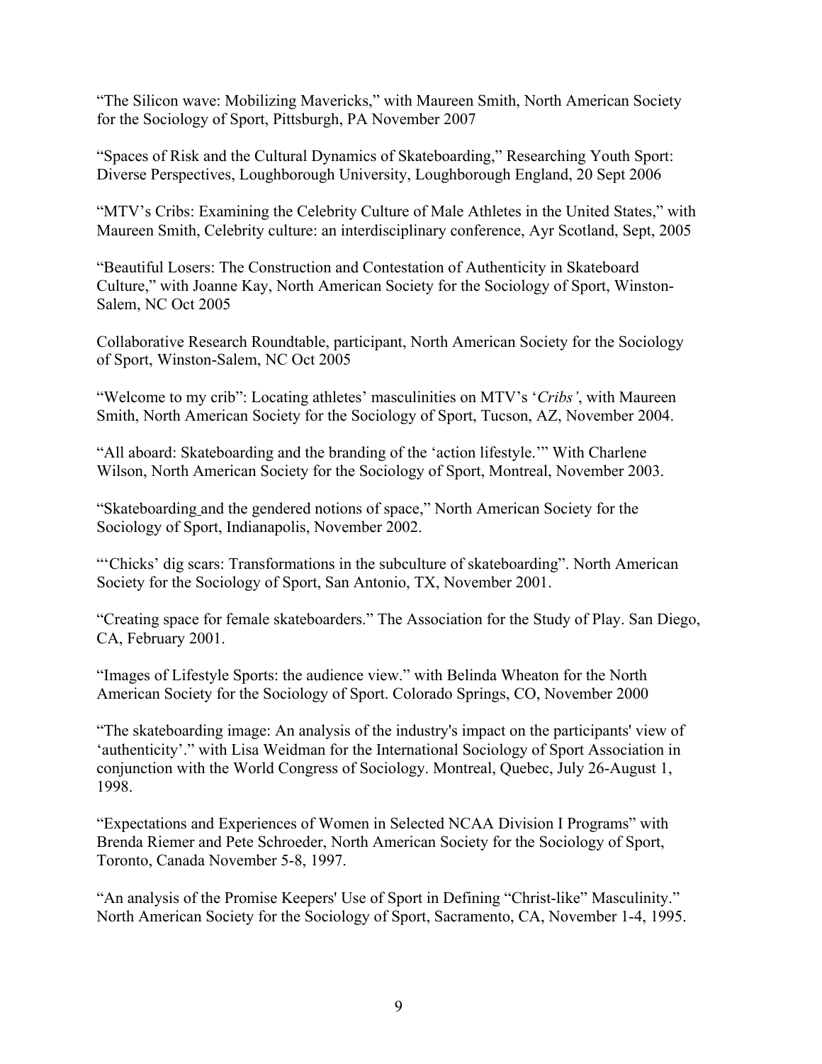"The Silicon wave: Mobilizing Mavericks," with Maureen Smith, North American Society for the Sociology of Sport, Pittsburgh, PA November 2007

"Spaces of Risk and the Cultural Dynamics of Skateboarding," Researching Youth Sport: Diverse Perspectives, Loughborough University, Loughborough England, 20 Sept 2006

"MTV's Cribs: Examining the Celebrity Culture of Male Athletes in the United States," with Maureen Smith, Celebrity culture: an interdisciplinary conference, Ayr Scotland, Sept, 2005

"Beautiful Losers: The Construction and Contestation of Authenticity in Skateboard Culture," with Joanne Kay, North American Society for the Sociology of Sport, Winston-Salem, NC Oct 2005

Collaborative Research Roundtable, participant, North American Society for the Sociology of Sport, Winston-Salem, NC Oct 2005

"Welcome to my crib": Locating athletes' masculinities on MTV's '*Cribs'*, with Maureen Smith, North American Society for the Sociology of Sport, Tucson, AZ, November 2004.

"All aboard: Skateboarding and the branding of the 'action lifestyle.'" With Charlene Wilson, North American Society for the Sociology of Sport, Montreal, November 2003.

"Skateboarding and the gendered notions of space," North American Society for the Sociology of Sport, Indianapolis, November 2002.

"'Chicks' dig scars: Transformations in the subculture of skateboarding". North American Society for the Sociology of Sport, San Antonio, TX, November 2001.

"Creating space for female skateboarders." The Association for the Study of Play. San Diego, CA, February 2001.

"Images of Lifestyle Sports: the audience view." with Belinda Wheaton for the North American Society for the Sociology of Sport. Colorado Springs, CO, November 2000

"The skateboarding image: An analysis of the industry's impact on the participants' view of 'authenticity'." with Lisa Weidman for the International Sociology of Sport Association in conjunction with the World Congress of Sociology. Montreal, Quebec, July 26-August 1, 1998.

"Expectations and Experiences of Women in Selected NCAA Division I Programs" with Brenda Riemer and Pete Schroeder, North American Society for the Sociology of Sport, Toronto, Canada November 5-8, 1997.

"An analysis of the Promise Keepers' Use of Sport in Defining "Christ-like" Masculinity." North American Society for the Sociology of Sport, Sacramento, CA, November 1-4, 1995.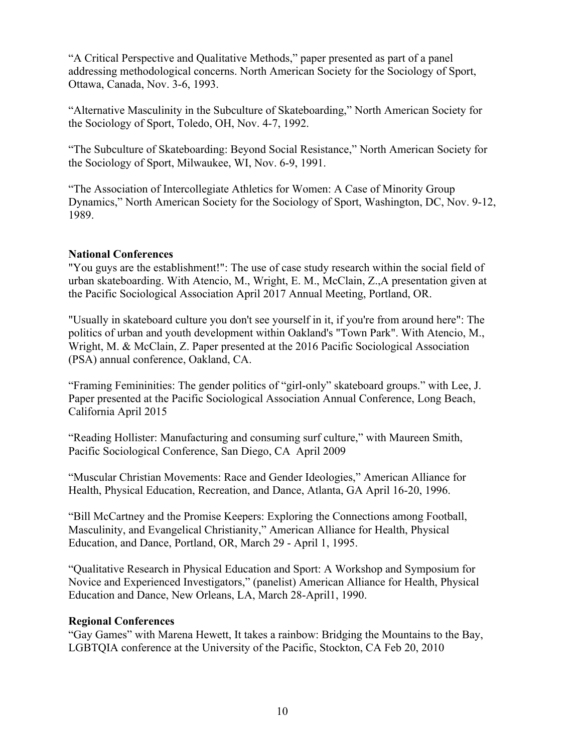"A Critical Perspective and Qualitative Methods," paper presented as part of a panel addressing methodological concerns. North American Society for the Sociology of Sport, Ottawa, Canada, Nov. 3-6, 1993.

"Alternative Masculinity in the Subculture of Skateboarding," North American Society for the Sociology of Sport, Toledo, OH, Nov. 4-7, 1992.

"The Subculture of Skateboarding: Beyond Social Resistance," North American Society for the Sociology of Sport, Milwaukee, WI, Nov. 6-9, 1991.

"The Association of Intercollegiate Athletics for Women: A Case of Minority Group Dynamics," North American Society for the Sociology of Sport, Washington, DC, Nov. 9-12, 1989.

**National Conferences**

"You guys are the establishment!": The use of case study research within the social field of urban skateboarding. With Atencio, M., Wright, E. M., McClain, Z.,A presentation given at the Pacific Sociological Association April 2017 Annual Meeting, Portland, OR.

"Usually in skateboard culture you don't see yourself in it, if you're from around here": The politics of urban and youth development within Oakland's "Town Park". With Atencio, M., Wright, M. & McClain, Z. Paper presented at the 2016 Pacific Sociological Association (PSA) annual conference, Oakland, CA.

"Framing Femininities: The gender politics of "girl-only" skateboard groups." with Lee, J. Paper presented at the Pacific Sociological Association Annual Conference, Long Beach, California April 2015

"Reading Hollister: Manufacturing and consuming surf culture," with Maureen Smith, Pacific Sociological Conference, San Diego, CA April 2009

"Muscular Christian Movements: Race and Gender Ideologies," American Alliance for Health, Physical Education, Recreation, and Dance, Atlanta, GA April 16-20, 1996.

"Bill McCartney and the Promise Keepers: Exploring the Connections among Football, Masculinity, and Evangelical Christianity," American Alliance for Health, Physical Education, and Dance, Portland, OR, March 29 - April 1, 1995.

"Qualitative Research in Physical Education and Sport: A Workshop and Symposium for Novice and Experienced Investigators," (panelist) American Alliance for Health, Physical Education and Dance, New Orleans, LA, March 28-April1, 1990.

**Regional Conferences**

"Gay Games" with Marena Hewett, It takes a rainbow: Bridging the Mountains to the Bay, LGBTQIA conference at the University of the Pacific, Stockton, CA Feb 20, 2010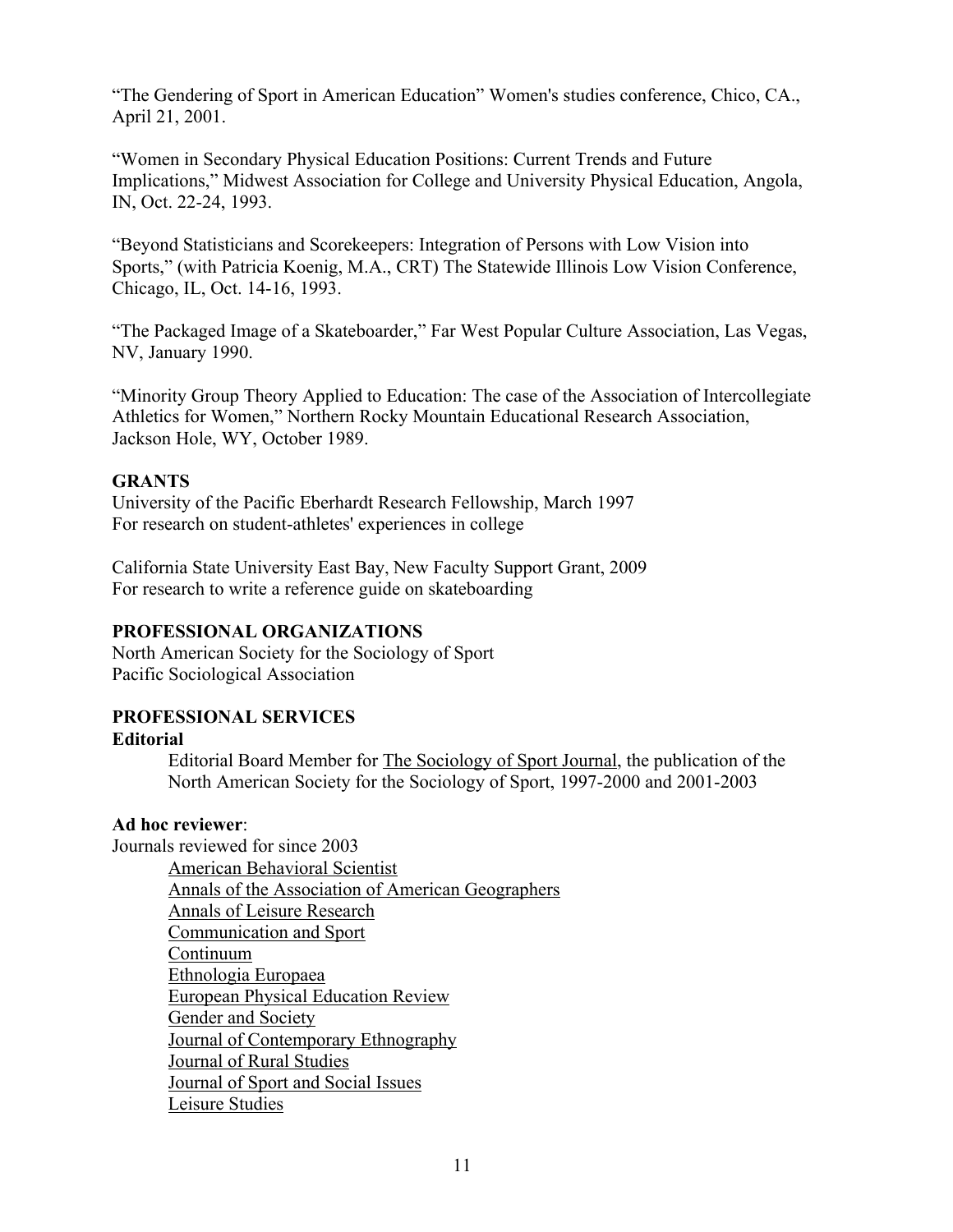"The Gendering of Sport in American Education" Women's studies conference, Chico, CA., April 21, 2001.

"Women in Secondary Physical Education Positions: Current Trends and Future Implications," Midwest Association for College and University Physical Education, Angola, IN, Oct. 22-24, 1993.

"Beyond Statisticians and Scorekeepers: Integration of Persons with Low Vision into Sports," (with Patricia Koenig, M.A., CRT) The Statewide Illinois Low Vision Conference, Chicago, IL, Oct. 14-16, 1993.

"The Packaged Image of a Skateboarder," Far West Popular Culture Association, Las Vegas, NV, January 1990.

"Minority Group Theory Applied to Education: The case of the Association of Intercollegiate Athletics for Women," Northern Rocky Mountain Educational Research Association, Jackson Hole, WY, October 1989.

**GRANTS**

University of the Pacific Eberhardt Research Fellowship, March 1997
For research on student-athletes' experiences in college

California State University East Bay, New Faculty Support Grant, 2009
For research to write a reference guide on skateboarding

**PROFESSIONAL ORGANIZATIONS**

North American Society for the Sociology of Sport
Pacific Sociological Association

**PROFESSIONAL SERVICES**

**Editorial**

Editorial Board Member for The Sociology of Sport Journal, the publication of the North American Society for the Sociology of Sport, 1997-2000 and 2001-2003

**Ad hoc reviewer**:

Journals reviewed for since 2003

- American Behavioral Scientist
- Annals of the Association of American Geographers
- Annals of Leisure Research
- Communication and Sport
- Continuum
- Ethnologia Europaea
- European Physical Education Review
- Gender and Society
- Journal of Contemporary Ethnography
- Journal of Rural Studies
- Journal of Sport and Social Issues
- Leisure Studies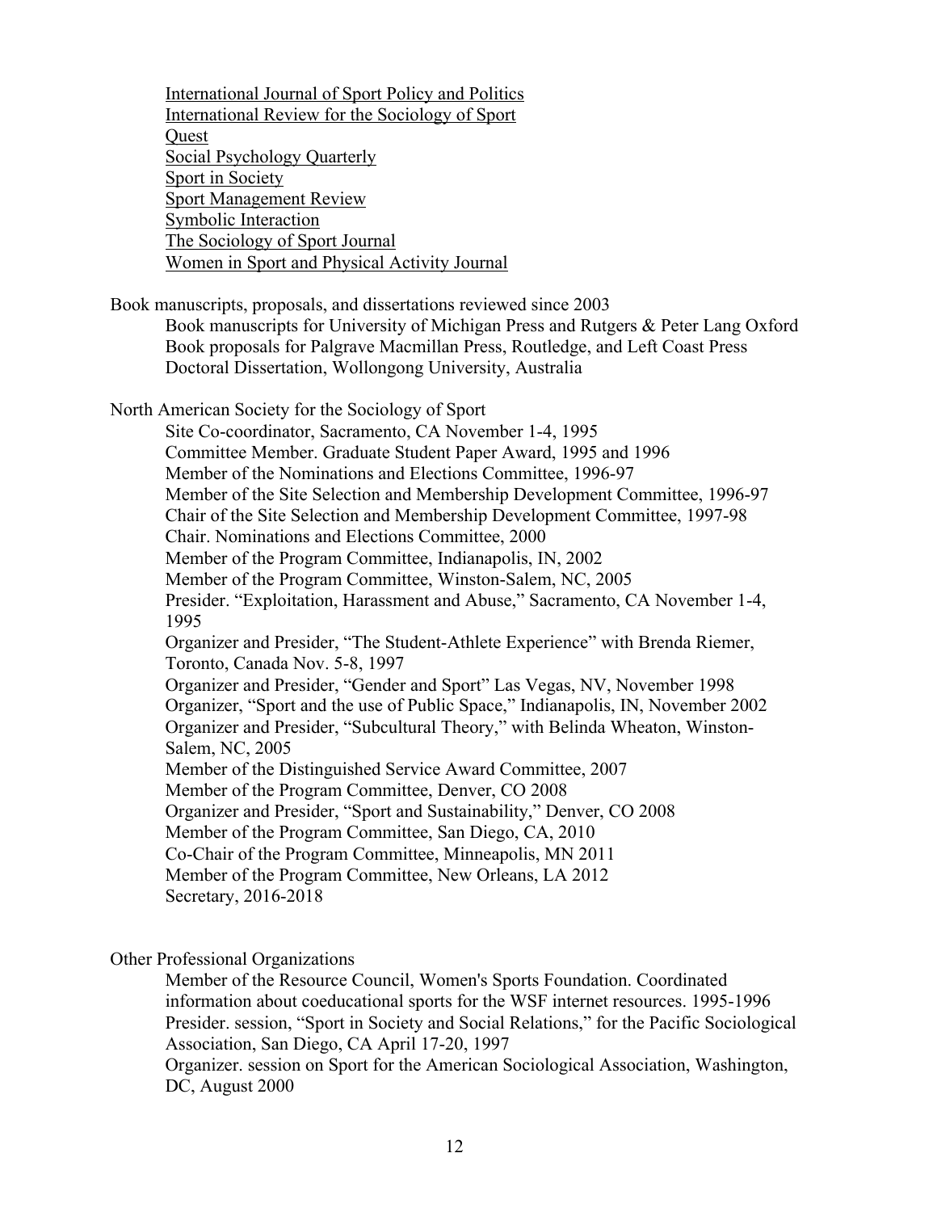International Journal of Sport Policy and Politics
International Review for the Sociology of Sport
Quest
Social Psychology Quarterly
Sport in Society
Sport Management Review
Symbolic Interaction
The Sociology of Sport Journal
Women in Sport and Physical Activity Journal

Book manuscripts, proposals, and dissertations reviewed since 2003

Book manuscripts for University of Michigan Press and Rutgers & Peter Lang Oxford
Book proposals for Palgrave Macmillan Press, Routledge, and Left Coast Press
Doctoral Dissertation, Wollongong University, Australia

North American Society for the Sociology of Sport

Site Co-coordinator, Sacramento, CA November 1-4, 1995
Committee Member. Graduate Student Paper Award, 1995 and 1996
Member of the Nominations and Elections Committee, 1996-97
Member of the Site Selection and Membership Development Committee, 1996-97
Chair of the Site Selection and Membership Development Committee, 1997-98
Chair. Nominations and Elections Committee, 2000
Member of the Program Committee, Indianapolis, IN, 2002
Member of the Program Committee, Winston-Salem, NC, 2005
Presider. "Exploitation, Harassment and Abuse," Sacramento, CA November 1-4, 1995
Organizer and Presider, "The Student-Athlete Experience" with Brenda Riemer, Toronto, Canada Nov. 5-8, 1997
Organizer and Presider, "Gender and Sport" Las Vegas, NV, November 1998
Organizer, "Sport and the use of Public Space," Indianapolis, IN, November 2002
Organizer and Presider, "Subcultural Theory," with Belinda Wheaton, Winston-Salem, NC, 2005
Member of the Distinguished Service Award Committee, 2007
Member of the Program Committee, Denver, CO 2008
Organizer and Presider, "Sport and Sustainability," Denver, CO 2008
Member of the Program Committee, San Diego, CA, 2010
Co-Chair of the Program Committee, Minneapolis, MN 2011
Member of the Program Committee, New Orleans, LA 2012
Secretary, 2016-2018

Other Professional Organizations

Member of the Resource Council, Women's Sports Foundation. Coordinated information about coeducational sports for the WSF internet resources. 1995-1996
Presider. session, "Sport in Society and Social Relations," for the Pacific Sociological Association, San Diego, CA April 17-20, 1997
Organizer. session on Sport for the American Sociological Association, Washington, DC, August 2000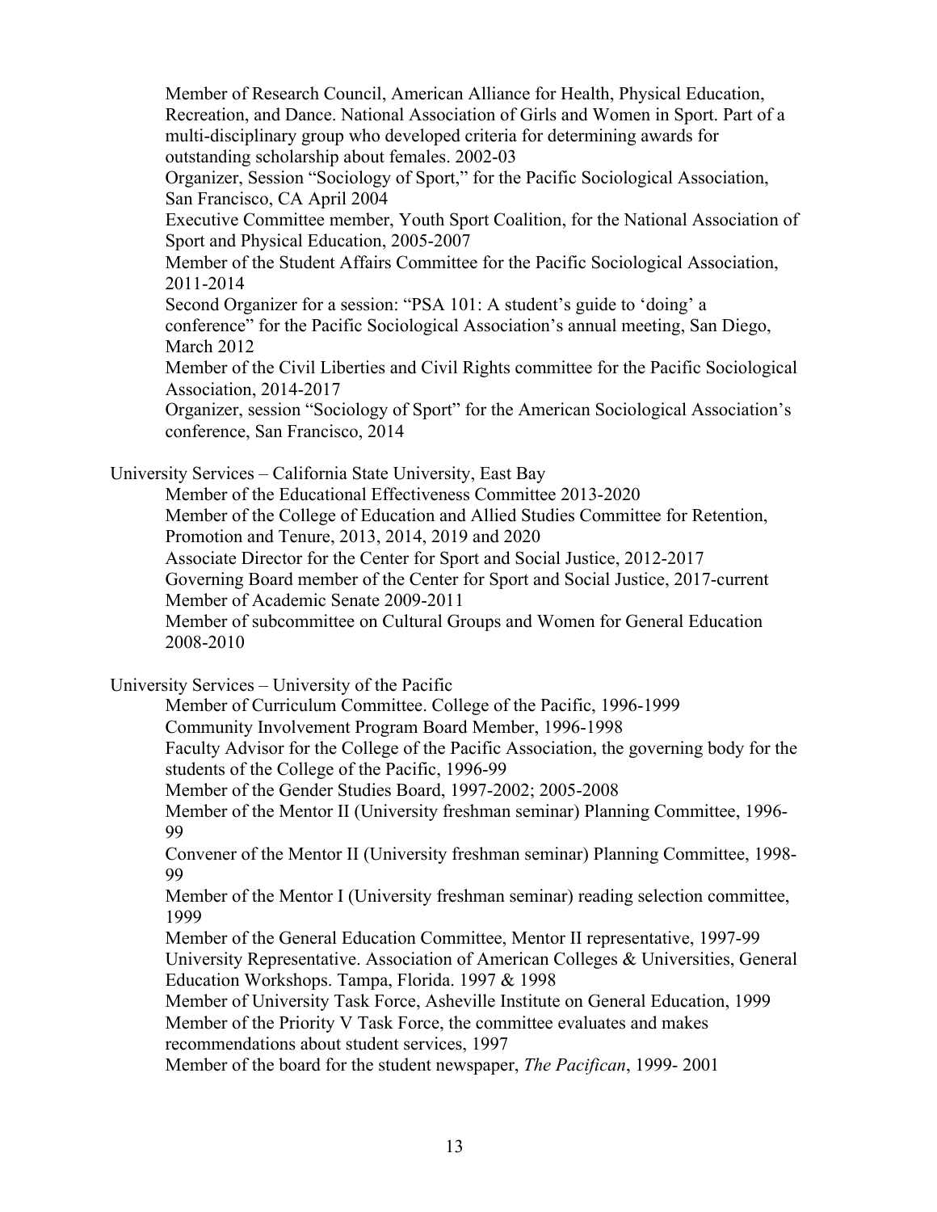Member of Research Council, American Alliance for Health, Physical Education, Recreation, and Dance. National Association of Girls and Women in Sport. Part of a multi-disciplinary group who developed criteria for determining awards for outstanding scholarship about females. 2002-03

Organizer, Session "Sociology of Sport," for the Pacific Sociological Association, San Francisco, CA April 2004

Executive Committee member, Youth Sport Coalition, for the National Association of Sport and Physical Education, 2005-2007

Member of the Student Affairs Committee for the Pacific Sociological Association, 2011-2014

Second Organizer for a session: "PSA 101: A student's guide to 'doing' a conference" for the Pacific Sociological Association's annual meeting, San Diego, March 2012

Member of the Civil Liberties and Civil Rights committee for the Pacific Sociological Association, 2014-2017

Organizer, session "Sociology of Sport" for the American Sociological Association's conference, San Francisco, 2014

University Services – California State University, East Bay

Member of the Educational Effectiveness Committee 2013-2020

Member of the College of Education and Allied Studies Committee for Retention, Promotion and Tenure, 2013, 2014, 2019 and 2020

Associate Director for the Center for Sport and Social Justice, 2012-2017

Governing Board member of the Center for Sport and Social Justice, 2017-current

Member of Academic Senate 2009-2011

Member of subcommittee on Cultural Groups and Women for General Education 2008-2010

University Services – University of the Pacific

Member of Curriculum Committee. College of the Pacific, 1996-1999

Community Involvement Program Board Member, 1996-1998

Faculty Advisor for the College of the Pacific Association, the governing body for the students of the College of the Pacific, 1996-99

Member of the Gender Studies Board, 1997-2002; 2005-2008

Member of the Mentor II (University freshman seminar) Planning Committee, 1996-99

Convener of the Mentor II (University freshman seminar) Planning Committee, 1998-99

Member of the Mentor I (University freshman seminar) reading selection committee, 1999

Member of the General Education Committee, Mentor II representative, 1997-99

University Representative. Association of American Colleges & Universities, General Education Workshops. Tampa, Florida. 1997 & 1998

Member of University Task Force, Asheville Institute on General Education, 1999

Member of the Priority V Task Force, the committee evaluates and makes recommendations about student services, 1997

Member of the board for the student newspaper, *The Pacifican*, 1999- 2001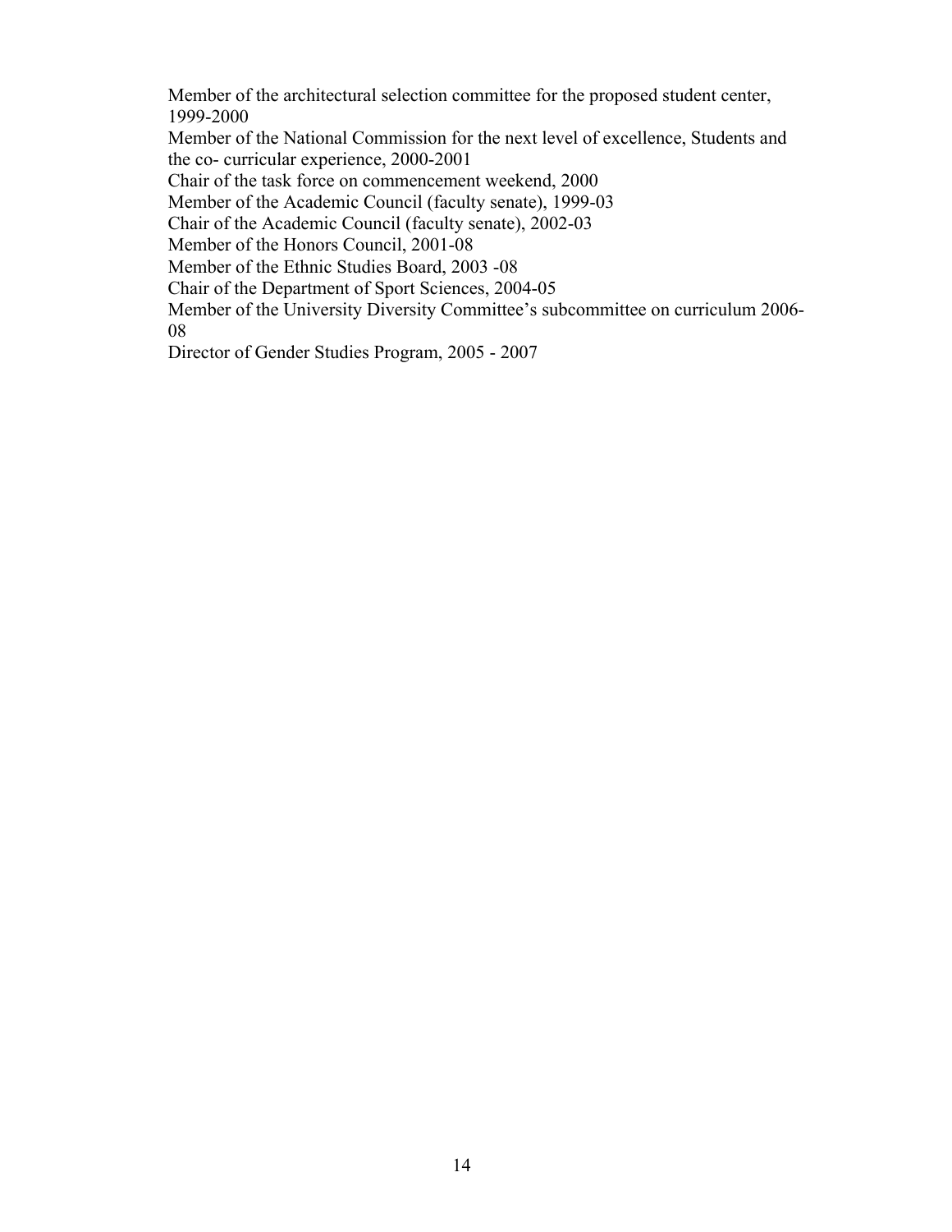Member of the architectural selection committee for the proposed student center, 1999-2000

Member of the National Commission for the next level of excellence, Students and the co- curricular experience, 2000-2001

Chair of the task force on commencement weekend, 2000

Member of the Academic Council (faculty senate), 1999-03

Chair of the Academic Council (faculty senate), 2002-03

Member of the Honors Council, 2001-08

Member of the Ethnic Studies Board, 2003 -08

Chair of the Department of Sport Sciences, 2004-05

Member of the University Diversity Committee's subcommittee on curriculum 2006-08

Director of Gender Studies Program, 2005 - 2007